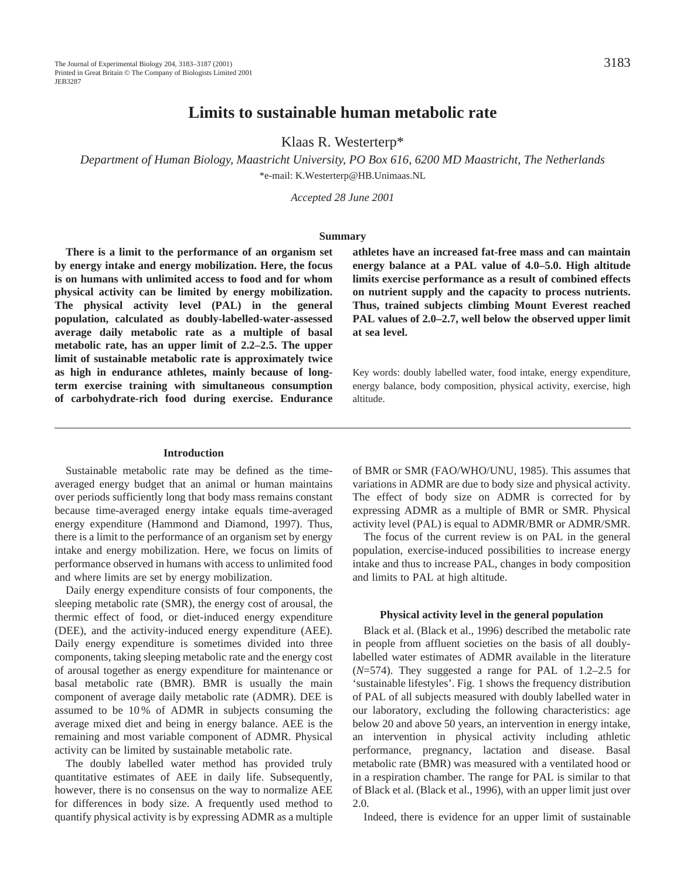# Limits to sustainable human metabolic rate

Klaas R. Westerterp*

*Department of Human Biology, Maastricht University, PO Box 616, 6200 MD Maastricht, The Netherlands*

*e-mail: K.Westerterp@HB.Unimaas.NL

*Accepted 28 June 2001*

## Summary

**There is a limit to the performance of an organism set by energy intake and energy mobilization. Here, the focus is on humans with unlimited access to food and for whom physical activity can be limited by energy mobilization. The physical activity level (PAL) in the general population, calculated as doubly-labelled-water-assessed average daily metabolic rate as a multiple of basal metabolic rate, has an upper limit of 2.2–2.5. The upper limit of sustainable metabolic rate is approximately twice as high in endurance athletes, mainly because of long-term exercise training with simultaneous consumption of carbohydrate-rich food during exercise. Endurance athletes have an increased fat-free mass and can maintain energy balance at a PAL value of 4.0–5.0. High altitude limits exercise performance as a result of combined effects on nutrient supply and the capacity to process nutrients. Thus, trained subjects climbing Mount Everest reached PAL values of 2.0–2.7, well below the observed upper limit at sea level.**

Key words: doubly labelled water, food intake, energy expenditure, energy balance, body composition, physical activity, exercise, high altitude.

## Introduction

Sustainable metabolic rate may be defined as the time-averaged energy budget that an animal or human maintains over periods sufficiently long that body mass remains constant because time-averaged energy intake equals time-averaged energy expenditure (Hammond and Diamond, 1997). Thus, there is a limit to the performance of an organism set by energy intake and energy mobilization. Here, we focus on limits of performance observed in humans with access to unlimited food and where limits are set by energy mobilization.

Daily energy expenditure consists of four components, the sleeping metabolic rate (SMR), the energy cost of arousal, the thermic effect of food, or diet-induced energy expenditure (DEE), and the activity-induced energy expenditure (AEE). Daily energy expenditure is sometimes divided into three components, taking sleeping metabolic rate and the energy cost of arousal together as energy expenditure for maintenance or basal metabolic rate (BMR). BMR is usually the main component of average daily metabolic rate (ADMR). DEE is assumed to be 10 % of ADMR in subjects consuming the average mixed diet and being in energy balance. AEE is the remaining and most variable component of ADMR. Physical activity can be limited by sustainable metabolic rate.

The doubly labelled water method has provided truly quantitative estimates of AEE in daily life. Subsequently, however, there is no consensus on the way to normalize AEE for differences in body size. A frequently used method to quantify physical activity is by expressing ADMR as a multiple of BMR or SMR (FAO/WHO/UNU, 1985). This assumes that variations in ADMR are due to body size and physical activity. The effect of body size on ADMR is corrected for by expressing ADMR as a multiple of BMR or SMR. Physical activity level (PAL) is equal to ADMR/BMR or ADMR/SMR.

The focus of the current review is on PAL in the general population, exercise-induced possibilities to increase energy intake and thus to increase PAL, changes in body composition and limits to PAL at high altitude.

## Physical activity level in the general population

Black et al. (Black et al., 1996) described the metabolic rate in people from affluent societies on the basis of all doubly-labelled water estimates of ADMR available in the literature (*N*=574). They suggested a range for PAL of 1.2–2.5 for ‘sustainable lifestyles’. Fig. 1 shows the frequency distribution of PAL of all subjects measured with doubly labelled water in our laboratory, excluding the following characteristics: age below 20 and above 50 years, an intervention in energy intake, an intervention in physical activity including athletic performance, pregnancy, lactation and disease. Basal metabolic rate (BMR) was measured with a ventilated hood or in a respiration chamber. The range for PAL is similar to that of Black et al. (Black et al., 1996), with an upper limit just over 2.0.

Indeed, there is evidence for an upper limit of sustainable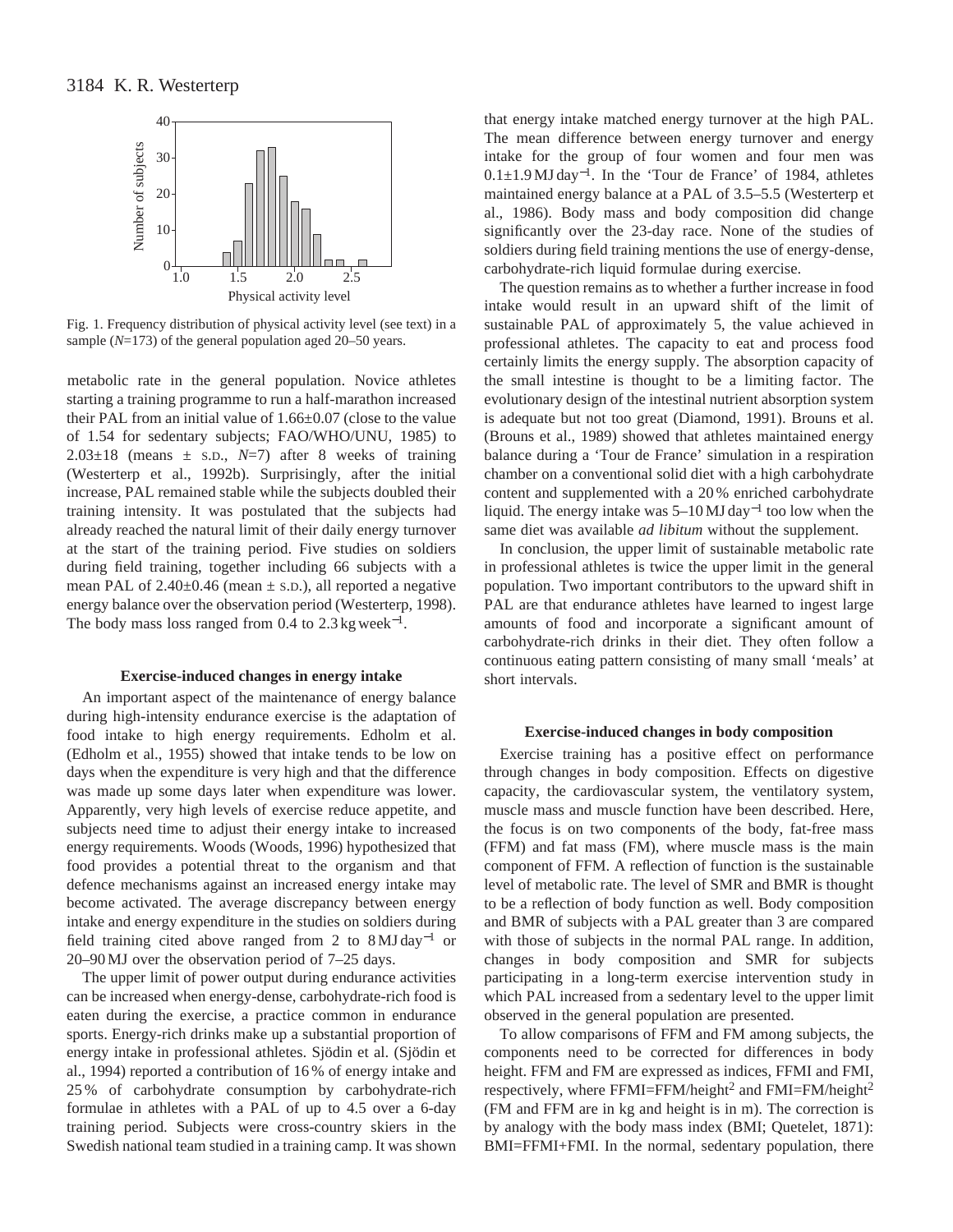Fig. 1. Frequency distribution of physical activity level (see text) in a sample ($N$=173) of the general population aged 20–50 years.

metabolic rate in the general population. Novice athletes starting a training programme to run a half-marathon increased their PAL from an initial value of 1.66±0.07 (close to the value of 1.54 for sedentary subjects; FAO/WHO/UNU, 1985) to 2.03±18 (means ± S.D., $N$=7) after 8 weeks of training (Westerterp et al., 1992b). Surprisingly, after the initial increase, PAL remained stable while the subjects doubled their training intensity. It was postulated that the subjects had already reached the natural limit of their daily energy turnover at the start of the training period. Five studies on soldiers during field training, together including 66 subjects with a mean PAL of 2.40±0.46 (mean ± S.D.), all reported a negative energy balance over the observation period (Westerterp, 1998). The body mass loss ranged from 0.4 to 2.3 kg week$^{-1}$.

### Exercise-induced changes in energy intake

An important aspect of the maintenance of energy balance during high-intensity endurance exercise is the adaptation of food intake to high energy requirements. Edholm et al. (Edholm et al., 1955) showed that intake tends to be low on days when the expenditure is very high and that the difference was made up some days later when expenditure was lower. Apparently, very high levels of exercise reduce appetite, and subjects need time to adjust their energy intake to increased energy requirements. Woods (Woods, 1996) hypothesized that food provides a potential threat to the organism and that defence mechanisms against an increased energy intake may become activated. The average discrepancy between energy intake and energy expenditure in the studies on soldiers during field training cited above ranged from 2 to 8 MJ day$^{-1}$ or 20–90 MJ over the observation period of 7–25 days.

The upper limit of power output during endurance activities can be increased when energy-dense, carbohydrate-rich food is eaten during the exercise, a practice common in endurance sports. Energy-rich drinks make up a substantial proportion of energy intake in professional athletes. Sjödin et al. (Sjödin et al., 1994) reported a contribution of 16 % of energy intake and 25 % of carbohydrate consumption by carbohydrate-rich formulae in athletes with a PAL of up to 4.5 over a 6-day training period. Subjects were cross-country skiers in the Swedish national team studied in a training camp. It was shown that energy intake matched energy turnover at the high PAL. The mean difference between energy turnover and energy intake for the group of four women and four men was 0.1±1.9 MJ day$^{-1}$. In the 'Tour de France' of 1984, athletes maintained energy balance at a PAL of 3.5–5.5 (Westerterp et al., 1986). Body mass and body composition did change significantly over the 23-day race. None of the studies of soldiers during field training mentions the use of energy-dense, carbohydrate-rich liquid formulae during exercise.

The question remains as to whether a further increase in food intake would result in an upward shift of the limit of sustainable PAL of approximately 5, the value achieved in professional athletes. The capacity to eat and process food certainly limits the energy supply. The absorption capacity of the small intestine is thought to be a limiting factor. The evolutionary design of the intestinal nutrient absorption system is adequate but not too great (Diamond, 1991). Brouns et al. (Brouns et al., 1989) showed that athletes maintained energy balance during a 'Tour de France' simulation in a respiration chamber on a conventional solid diet with a high carbohydrate content and supplemented with a 20 % enriched carbohydrate liquid. The energy intake was 5–10 MJ day$^{-1}$ too low when the same diet was available *ad libitum* without the supplement.

In conclusion, the upper limit of sustainable metabolic rate in professional athletes is twice the upper limit in the general population. Two important contributors to the upward shift in PAL are that endurance athletes have learned to ingest large amounts of food and incorporate a significant amount of carbohydrate-rich drinks in their diet. They often follow a continuous eating pattern consisting of many small 'meals' at short intervals.

### Exercise-induced changes in body composition

Exercise training has a positive effect on performance through changes in body composition. Effects on digestive capacity, the cardiovascular system, the ventilatory system, muscle mass and muscle function have been described. Here, the focus is on two components of the body, fat-free mass (FFM) and fat mass (FM), where muscle mass is the main component of FFM. A reflection of function is the sustainable level of metabolic rate. The level of SMR and BMR is thought to be a reflection of body function as well. Body composition and BMR of subjects with a PAL greater than 3 are compared with those of subjects in the normal PAL range. In addition, changes in body composition and SMR for subjects participating in a long-term exercise intervention study in which PAL increased from a sedentary level to the upper limit observed in the general population are presented.

To allow comparisons of FFM and FM among subjects, the components need to be corrected for differences in body height. FFM and FM are expressed as indices, FFMI and FMI, respectively, where FFMI=FFM/height$^2$ and FMI=FM/height$^2$ (FM and FFM are in kg and height is in m). The correction is by analogy with the body mass index (BMI; Quetelet, 1871): BMI=FFMI+FMI. In the normal, sedentary population, there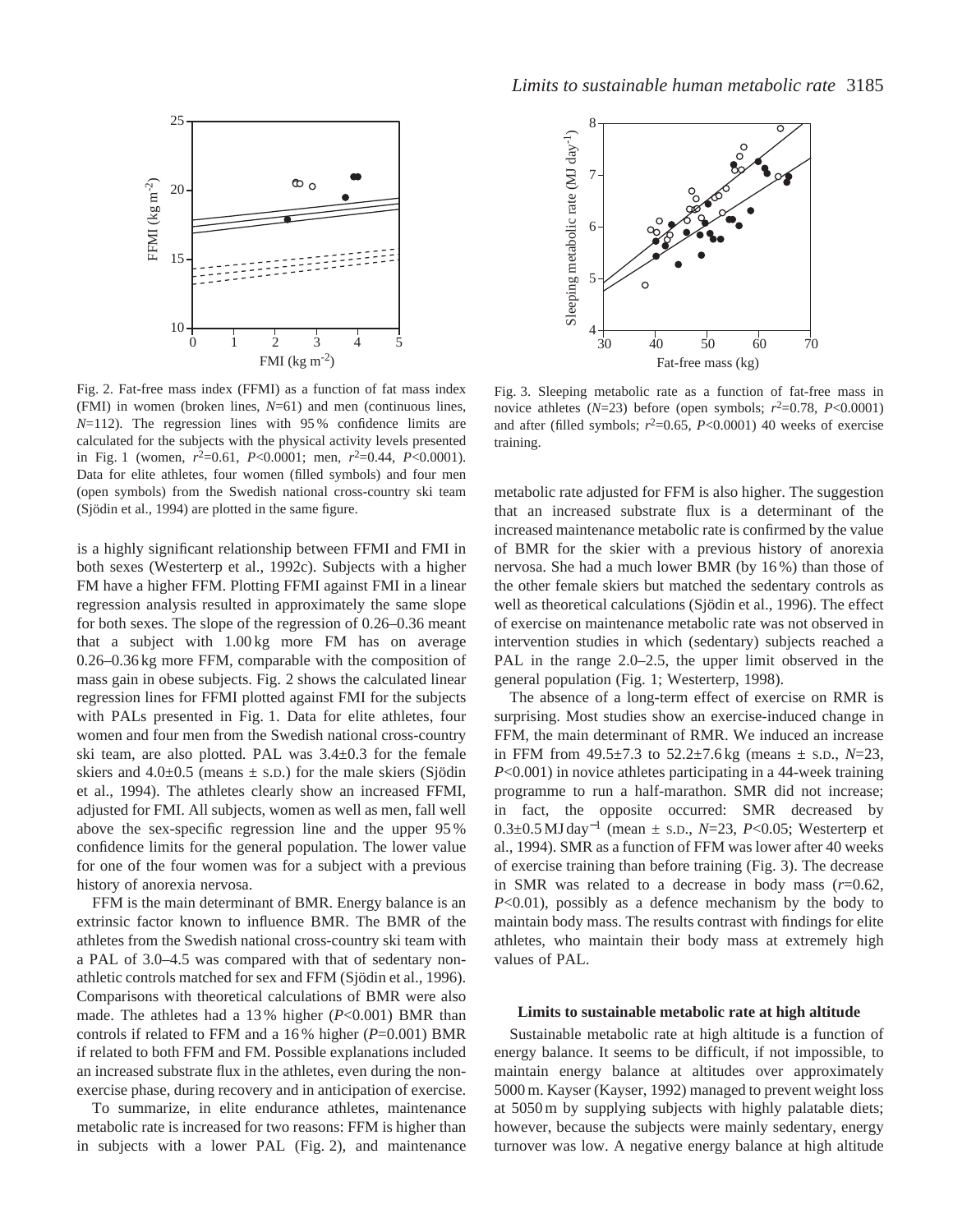Fig. 2. Fat-free mass index (FFMI) as a function of fat mass index (FMI) in women (broken lines, $N$=61) and men (continuous lines, $N$=112). The regression lines with 95 % confidence limits are calculated for the subjects with the physical activity levels presented in Fig. 1 (women, $r^2$=0.61, $P$<0.0001; men, $r^2$=0.44, $P$<0.0001). Data for elite athletes, four women (filled symbols) and four men (open symbols) from the Swedish national cross-country ski team (Sjödin et al., 1994) are plotted in the same figure.

is a highly significant relationship between FFMI and FMI in both sexes (Westerterp et al., 1992c). Subjects with a higher FM have a higher FFM. Plotting FFMI against FMI in a linear regression analysis resulted in approximately the same slope for both sexes. The slope of the regression of 0.26–0.36 meant that a subject with 1.00 kg more FM has on average 0.26–0.36 kg more FFM, comparable with the composition of mass gain in obese subjects. Fig. 2 shows the calculated linear regression lines for FFMI plotted against FMI for the subjects with PALs presented in Fig. 1. Data for elite athletes, four women and four men from the Swedish national cross-country ski team, are also plotted. PAL was 3.4±0.3 for the female skiers and 4.0±0.5 (means ± S.D.) for the male skiers (Sjödin et al., 1994). The athletes clearly show an increased FFMI, adjusted for FMI. All subjects, women as well as men, fall well above the sex-specific regression line and the upper 95 % confidence limits for the general population. The lower value for one of the four women was for a subject with a previous history of anorexia nervosa.

FFM is the main determinant of BMR. Energy balance is an extrinsic factor known to influence BMR. The BMR of the athletes from the Swedish national cross-country ski team with a PAL of 3.0–4.5 was compared with that of sedentary non-athletic controls matched for sex and FFM (Sjödin et al., 1996). Comparisons with theoretical calculations of BMR were also made. The athletes had a 13 % higher ($P$<0.001) BMR than controls if related to FFM and a 16 % higher ($P$=0.001) BMR if related to both FFM and FM. Possible explanations included an increased substrate flux in the athletes, even during the non-exercise phase, during recovery and in anticipation of exercise.

To summarize, in elite endurance athletes, maintenance metabolic rate is increased for two reasons: FFM is higher than in subjects with a lower PAL (Fig. 2), and maintenance metabolic rate adjusted for FFM is also higher. The suggestion that an increased substrate flux is a determinant of the increased maintenance metabolic rate is confirmed by the value of BMR for the skier with a previous history of anorexia nervosa. She had a much lower BMR (by 16 %) than those of the other female skiers but matched the sedentary controls as well as theoretical calculations (Sjödin et al., 1996). The effect of exercise on maintenance metabolic rate was not observed in intervention studies in which (sedentary) subjects reached a PAL in the range 2.0–2.5, the upper limit observed in the general population (Fig. 1; Westerterp, 1998).

Fig. 3. Sleeping metabolic rate as a function of fat-free mass in novice athletes ($N$=23) before (open symbols; $r^2$=0.78, $P$<0.0001) and after (filled symbols; $r^2$=0.65, $P$<0.0001) 40 weeks of exercise training.

The absence of a long-term effect of exercise on RMR is surprising. Most studies show an exercise-induced change in FFM, the main determinant of RMR. We induced an increase in FFM from 49.5±7.3 to 52.2±7.6 kg (means ± S.D., $N$=23, $P$<0.001) in novice athletes participating in a 44-week training programme to run a half-marathon. SMR did not increase; in fact, the opposite occurred: SMR decreased by 0.3±0.5 MJ day$^{-1}$ (mean ± S.D., $N$=23, $P$<0.05; Westerterp et al., 1994). SMR as a function of FFM was lower after 40 weeks of exercise training than before training (Fig. 3). The decrease in SMR was related to a decrease in body mass ($r$=0.62, $P$<0.01), possibly as a defence mechanism by the body to maintain body mass. The results contrast with findings for elite athletes, who maintain their body mass at extremely high values of PAL.

### Limits to sustainable metabolic rate at high altitude

Sustainable metabolic rate at high altitude is a function of energy balance. It seems to be difficult, if not impossible, to maintain energy balance at altitudes over approximately 5000 m. Kayser (Kayser, 1992) managed to prevent weight loss at 5050 m by supplying subjects with highly palatable diets; however, because the subjects were mainly sedentary, energy turnover was low. A negative energy balance at high altitude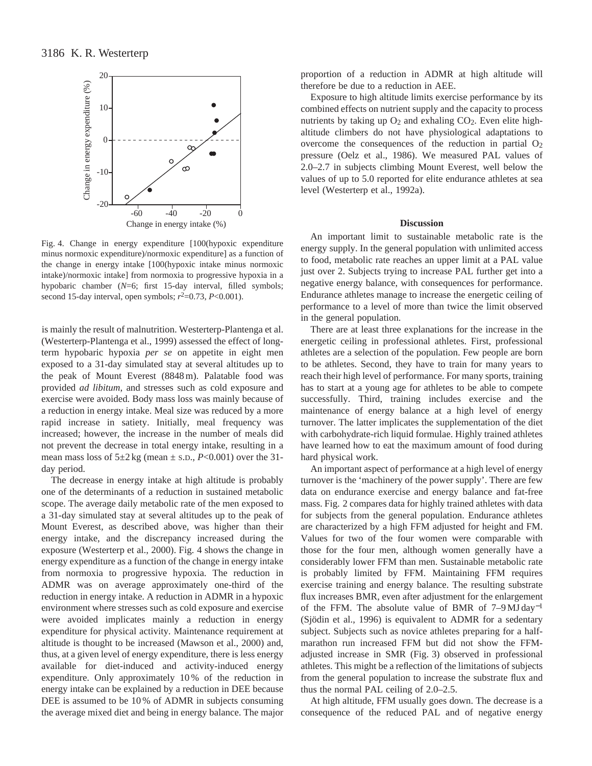Fig. 4. Change in energy expenditure [100(hypoxic expenditure minus normoxic expenditure)/normoxic expenditure] as a function of the change in energy intake [100(hypoxic intake minus normoxic intake)/normoxic intake] from normoxia to progressive hypoxia in a hypobaric chamber ($N$=6; first 15-day interval, filled symbols; second 15-day interval, open symbols; $r^2$=0.73, $P$<0.001).

is mainly the result of malnutrition. Westerterp-Plantenga et al. (Westerterp-Plantenga et al., 1999) assessed the effect of long-term hypobaric hypoxia *per se* on appetite in eight men exposed to a 31-day simulated stay at several altitudes up to the peak of Mount Everest (8848 m). Palatable food was provided *ad libitum*, and stresses such as cold exposure and exercise were avoided. Body mass loss was mainly because of a reduction in energy intake. Meal size was reduced by a more rapid increase in satiety. Initially, meal frequency was increased; however, the increase in the number of meals did not prevent the decrease in total energy intake, resulting in a mean mass loss of 5±2 kg (mean ± S.D., $P$<0.001) over the 31-day period.

The decrease in energy intake at high altitude is probably one of the determinants of a reduction in sustained metabolic scope. The average daily metabolic rate of the men exposed to a 31-day simulated stay at several altitudes up to the peak of Mount Everest, as described above, was higher than their energy intake, and the discrepancy increased during the exposure (Westerterp et al., 2000). Fig. 4 shows the change in energy expenditure as a function of the change in energy intake from normoxia to progressive hypoxia. The reduction in ADMR was on average approximately one-third of the reduction in energy intake. A reduction in ADMR in a hypoxic environment where stresses such as cold exposure and exercise were avoided implicates mainly a reduction in energy expenditure for physical activity. Maintenance requirement at altitude is thought to be increased (Mawson et al., 2000) and, thus, at a given level of energy expenditure, there is less energy available for diet-induced and activity-induced energy expenditure. Only approximately 10 % of the reduction in energy intake can be explained by a reduction in DEE because DEE is assumed to be 10 % of ADMR in subjects consuming the average mixed diet and being in energy balance. The major proportion of a reduction in ADMR at high altitude will therefore be due to a reduction in AEE.

Exposure to high altitude limits exercise performance by its combined effects on nutrient supply and the capacity to process nutrients by taking up $O_2$ and exhaling $CO_2$. Even elite high-altitude climbers do not have physiological adaptations to overcome the consequences of the reduction in partial $O_2$ pressure (Oelz et al., 1986). We measured PAL values of 2.0–2.7 in subjects climbing Mount Everest, well below the values of up to 5.0 reported for elite endurance athletes at sea level (Westerterp et al., 1992a).

## Discussion

An important limit to sustainable metabolic rate is the energy supply. In the general population with unlimited access to food, metabolic rate reaches an upper limit at a PAL value just over 2. Subjects trying to increase PAL further get into a negative energy balance, with consequences for performance. Endurance athletes manage to increase the energetic ceiling of performance to a level of more than twice the limit observed in the general population.

There are at least three explanations for the increase in the energetic ceiling in professional athletes. First, professional athletes are a selection of the population. Few people are born to be athletes. Second, they have to train for many years to reach their high level of performance. For many sports, training has to start at a young age for athletes to be able to compete successfully. Third, training includes exercise and the maintenance of energy balance at a high level of energy turnover. The latter implicates the supplementation of the diet with carbohydrate-rich liquid formulae. Highly trained athletes have learned how to eat the maximum amount of food during hard physical work.

An important aspect of performance at a high level of energy turnover is the 'machinery of the power supply'. There are few data on endurance exercise and energy balance and fat-free mass. Fig. 2 compares data for highly trained athletes with data for subjects from the general population. Endurance athletes are characterized by a high FFM adjusted for height and FM. Values for two of the four women were comparable with those for the four men, although women generally have a considerably lower FFM than men. Sustainable metabolic rate is probably limited by FFM. Maintaining FFM requires exercise training and energy balance. The resulting substrate flux increases BMR, even after adjustment for the enlargement of the FFM. The absolute value of BMR of 7–9 MJ day$^{-1}$ (Sjödin et al., 1996) is equivalent to ADMR for a sedentary subject. Subjects such as novice athletes preparing for a half-marathon run increased FFM but did not show the FFM-adjusted increase in SMR (Fig. 3) observed in professional athletes. This might be a reflection of the limitations of subjects from the general population to increase the substrate flux and thus the normal PAL ceiling of 2.0–2.5.

At high altitude, FFM usually goes down. The decrease is a consequence of the reduced PAL and of negative energy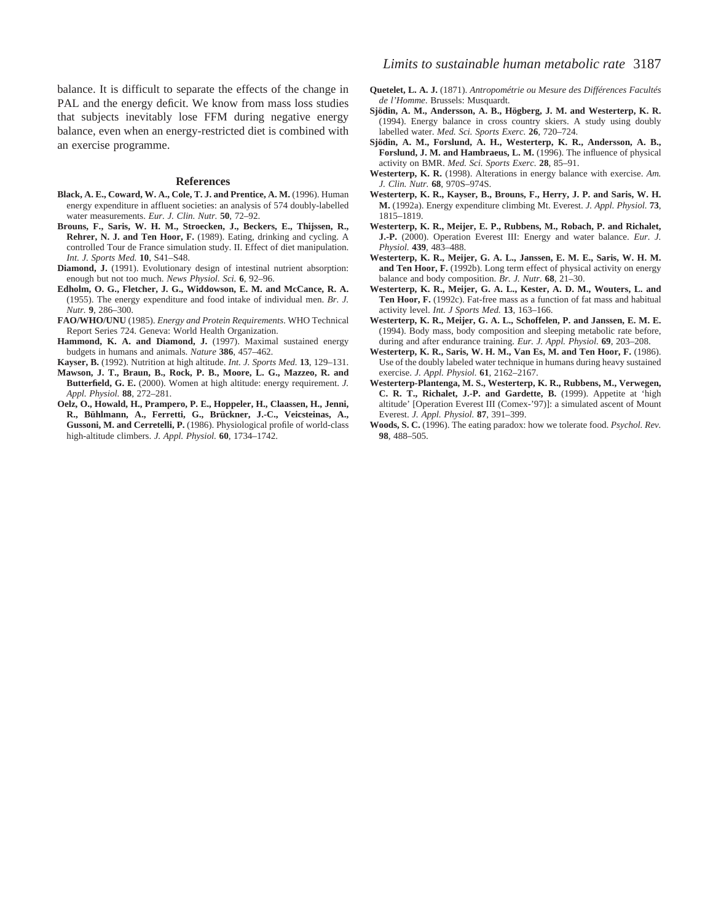balance. It is difficult to separate the effects of the change in PAL and the energy deficit. We know from mass loss studies that subjects inevitably lose FFM during negative energy balance, even when an energy-restricted diet is combined with an exercise programme.

## References

**Black, A. E., Coward, W. A., Cole, T. J. and Prentice, A. M.** (1996). Human energy expenditure in affluent societies: an analysis of 574 doubly-labelled water measurements. *Eur. J. Clin. Nutr.* **50**, 72–92.

**Brouns, F., Saris, W. H. M., Stroecken, J., Beckers, E., Thijssen, R., Rehrer, N. J. and Ten Hoor, F.** (1989). Eating, drinking and cycling. A controlled Tour de France simulation study. II. Effect of diet manipulation. *Int. J. Sports Med.* **10**, S41–S48.

**Diamond, J.** (1991). Evolutionary design of intestinal nutrient absorption: enough but not too much. *News Physiol. Sci.* **6**, 92–96.

**Edholm, O. G., Fletcher, J. G., Widdowson, E. M. and McCance, R. A.** (1955). The energy expenditure and food intake of individual men. *Br. J. Nutr.* **9**, 286–300.

**FAO/WHO/UNU** (1985). *Energy and Protein Requirements*. WHO Technical Report Series 724. Geneva: World Health Organization.

**Hammond, K. A. and Diamond, J.** (1997). Maximal sustained energy budgets in humans and animals. *Nature* **386**, 457–462.

**Kayser, B.** (1992). Nutrition at high altitude. *Int. J. Sports Med.* **13**, 129–131.

**Mawson, J. T., Braun, B., Rock, P. B., Moore, L. G., Mazzeo, R. and Butterfield, G. E.** (2000). Women at high altitude: energy requirement. *J. Appl. Physiol.* **88**, 272–281.

**Oelz, O., Howald, H., Prampero, P. E., Hoppeler, H., Claassen, H., Jenni, R., Bühlmann, A., Ferretti, G., Brückner, J.-C., Veicsteinas, A., Gussoni, M. and Cerretelli, P.** (1986). Physiological profile of world-class high-altitude climbers. *J. Appl. Physiol.* **60**, 1734–1742.

**Quetelet, L. A. J.** (1871). *Antropométrie ou Mesure des Différences Facultés de l'Homme*. Brussels: Musquardt.

**Sjödin, A. M., Andersson, A. B., Högberg, J. M. and Westerterp, K. R.** (1994). Energy balance in cross country skiers. A study using doubly labelled water. *Med. Sci. Sports Exerc.* **26**, 720–724.

**Sjödin, A. M., Forslund, A. H., Westerterp, K. R., Andersson, A. B., Forslund, J. M. and Hambraeus, L. M.** (1996). The influence of physical activity on BMR. *Med. Sci. Sports Exerc.* **28**, 85–91.

**Westerterp, K. R.** (1998). Alterations in energy balance with exercise. *Am. J. Clin. Nutr.* **68**, 970S–974S.

**Westerterp, K. R., Kayser, B., Brouns, F., Herry, J. P. and Saris, W. H. M.** (1992a). Energy expenditure climbing Mt. Everest. *J. Appl. Physiol.* **73**, 1815–1819.

**Westerterp, K. R., Meijer, E. P., Rubbens, M., Robach, P. and Richalet, J.-P.** (2000). Operation Everest III: Energy and water balance. *Eur. J. Physiol.* **439**, 483–488.

**Westerterp, K. R., Meijer, G. A. L., Janssen, E. M. E., Saris, W. H. M. and Ten Hoor, F.** (1992b). Long term effect of physical activity on energy balance and body composition. *Br. J. Nutr.* **68**, 21–30.

**Westerterp, K. R., Meijer, G. A. L., Kester, A. D. M., Wouters, L. and Ten Hoor, F.** (1992c). Fat-free mass as a function of fat mass and habitual activity level. *Int. J Sports Med.* **13**, 163–166.

**Westerterp, K. R., Meijer, G. A. L., Schoffelen, P. and Janssen, E. M. E.** (1994). Body mass, body composition and sleeping metabolic rate before, during and after endurance training. *Eur. J. Appl. Physiol.* **69**, 203–208.

**Westerterp, K. R., Saris, W. H. M., Van Es, M. and Ten Hoor, F.** (1986). Use of the doubly labeled water technique in humans during heavy sustained exercise. *J. Appl. Physiol.* **61**, 2162–2167.

**Westerterp-Plantenga, M. S., Westerterp, K. R., Rubbens, M., Verwegen, C. R. T., Richalet, J.-P. and Gardette, B.** (1999). Appetite at 'high altitude' [Operation Everest III (Comex-'97)]: a simulated ascent of Mount Everest. *J. Appl. Physiol.* **87**, 391–399.

**Woods, S. C.** (1996). The eating paradox: how we tolerate food. *Psychol. Rev.* **98**, 488–505.